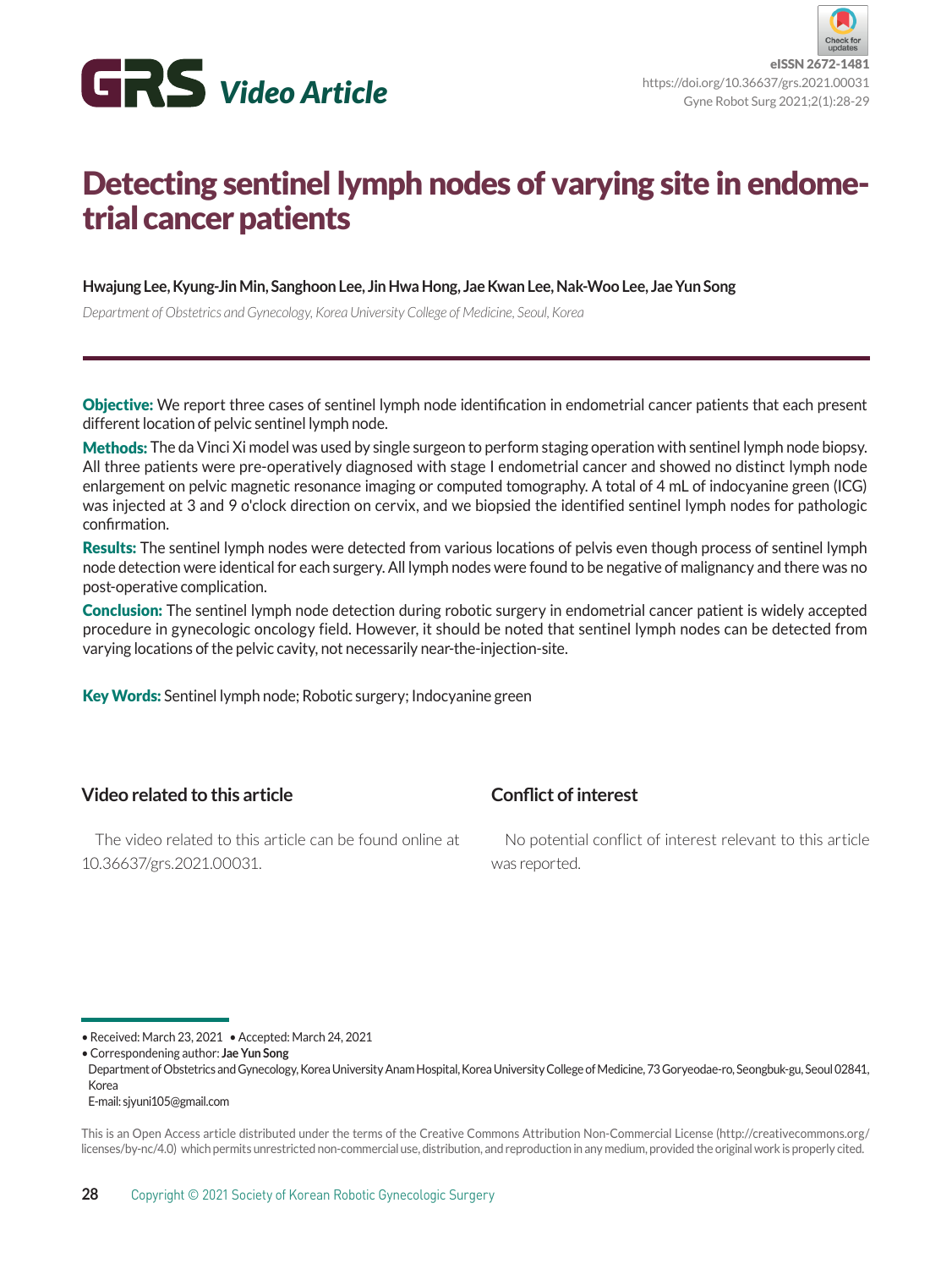GRS *Video Article*

eISSN 2672-1481
https://doi.org/10.36637/grs.2021.00031

# Detecting sentinel lymph nodes of varying site in endometrial cancer patients

**Hwajung Lee, Kyung-Jin Min, Sanghoon Lee, Jin Hwa Hong, Jae Kwan Lee, Nak-Woo Lee, Jae Yun Song**

*Department of Obstetrics and Gynecology, Korea University College of Medicine, Seoul, Korea*

**Objective:** We report three cases of sentinel lymph node identification in endometrial cancer patients that each present different location of pelvic sentinel lymph node.

**Methods:** The da Vinci Xi model was used by single surgeon to perform staging operation with sentinel lymph node biopsy. All three patients were pre-operatively diagnosed with stage I endometrial cancer and showed no distinct lymph node enlargement on pelvic magnetic resonance imaging or computed tomography. A total of 4 mL of indocyanine green (ICG) was injected at 3 and 9 o'clock direction on cervix, and we biopsied the identified sentinel lymph nodes for pathologic confirmation.

**Results:** The sentinel lymph nodes were detected from various locations of pelvis even though process of sentinel lymph node detection were identical for each surgery. All lymph nodes were found to be negative of malignancy and there was no post-operative complication.

**Conclusion:** The sentinel lymph node detection during robotic surgery in endometrial cancer patient is widely accepted procedure in gynecologic oncology field. However, it should be noted that sentinel lymph nodes can be detected from varying locations of the pelvic cavity, not necessarily near-the-injection-site.

**Key Words:** Sentinel lymph node; Robotic surgery; Indocyanine green

## Video related to this article

The video related to this article can be found online at 10.36637/grs.2021.00031.

## Conflict of interest

No potential conflict of interest relevant to this article was reported.

- Received: March 23, 2021 • Accepted: March 24, 2021
- Correspondening author: **Jae Yun Song**
  Department of Obstetrics and Gynecology, Korea University Anam Hospital, Korea University College of Medicine, 73 Goryeodae-ro, Seongbuk-gu, Seoul 02841, Korea
  E-mail: sjyuni105@gmail.com

This is an Open Access article distributed under the terms of the Creative Commons Attribution Non-Commercial License (http://creativecommons.org/licenses/by-nc/4.0) which permits unrestricted non-commercial use, distribution, and reproduction in any medium, provided the original work is properly cited.

Copyright © 2021 Society of Korean Robotic Gynecologic Surgery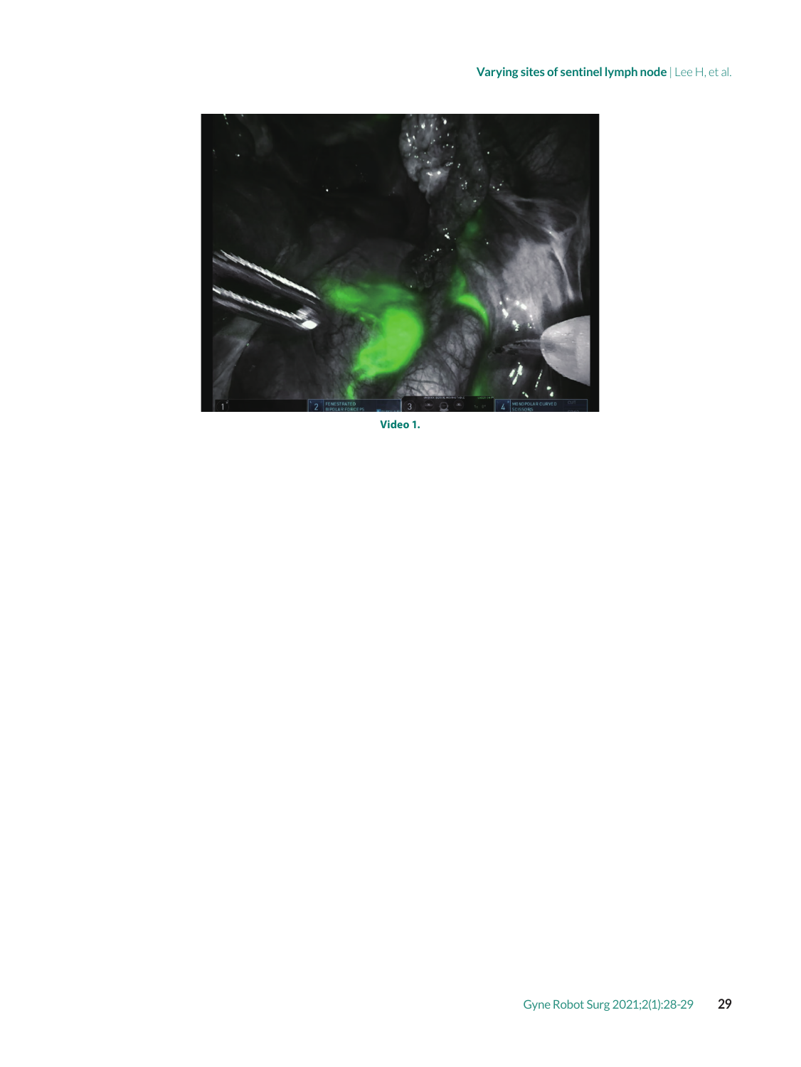Video 1.